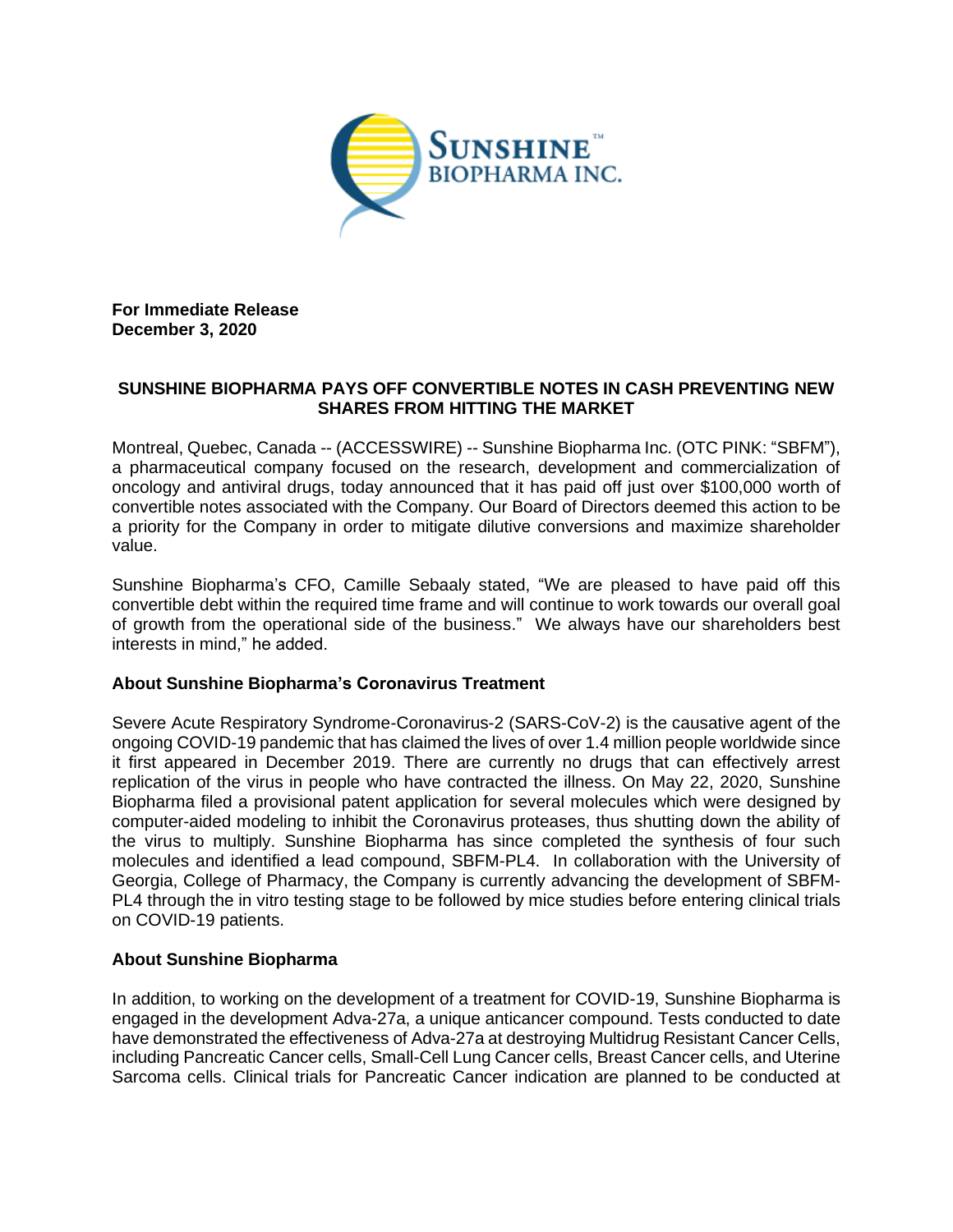**For Immediate Release**
**December 3, 2020**

## SUNSHINE BIOPHARMA PAYS OFF CONVERTIBLE NOTES IN CASH PREVENTING NEW SHARES FROM HITTING THE MARKET

Montreal, Quebec, Canada -- (ACCESSWIRE) -- Sunshine Biopharma Inc. (OTC PINK: "SBFM"), a pharmaceutical company focused on the research, development and commercialization of oncology and antiviral drugs, today announced that it has paid off just over $100,000 worth of convertible notes associated with the Company. Our Board of Directors deemed this action to be a priority for the Company in order to mitigate dilutive conversions and maximize shareholder value.

Sunshine Biopharma's CFO, Camille Sebaaly stated, "We are pleased to have paid off this convertible debt within the required time frame and will continue to work towards our overall goal of growth from the operational side of the business." We always have our shareholders best interests in mind," he added.

### About Sunshine Biopharma's Coronavirus Treatment

Severe Acute Respiratory Syndrome-Coronavirus-2 (SARS-CoV-2) is the causative agent of the ongoing COVID-19 pandemic that has claimed the lives of over 1.4 million people worldwide since it first appeared in December 2019. There are currently no drugs that can effectively arrest replication of the virus in people who have contracted the illness. On May 22, 2020, Sunshine Biopharma filed a provisional patent application for several molecules which were designed by computer-aided modeling to inhibit the Coronavirus proteases, thus shutting down the ability of the virus to multiply. Sunshine Biopharma has since completed the synthesis of four such molecules and identified a lead compound, SBFM-PL4. In collaboration with the University of Georgia, College of Pharmacy, the Company is currently advancing the development of SBFM-PL4 through the in vitro testing stage to be followed by mice studies before entering clinical trials on COVID-19 patients.

### About Sunshine Biopharma

In addition, to working on the development of a treatment for COVID-19, Sunshine Biopharma is engaged in the development Adva-27a, a unique anticancer compound. Tests conducted to date have demonstrated the effectiveness of Adva-27a at destroying Multidrug Resistant Cancer Cells, including Pancreatic Cancer cells, Small-Cell Lung Cancer cells, Breast Cancer cells, and Uterine Sarcoma cells. Clinical trials for Pancreatic Cancer indication are planned to be conducted at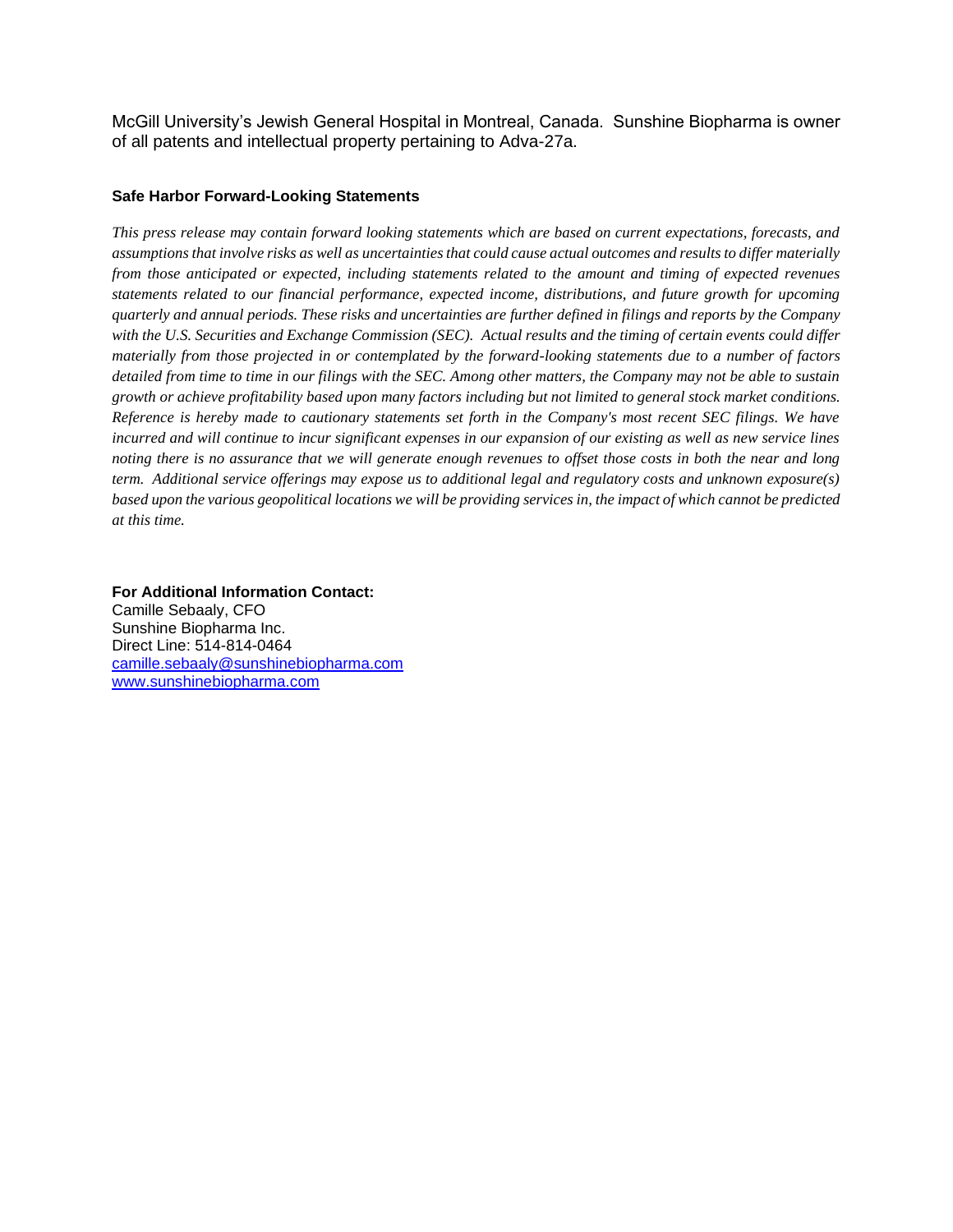McGill University's Jewish General Hospital in Montreal, Canada. Sunshine Biopharma is owner of all patents and intellectual property pertaining to Adva-27a.

**Safe Harbor Forward-Looking Statements**

*This press release may contain forward looking statements which are based on current expectations, forecasts, and assumptions that involve risks as well as uncertainties that could cause actual outcomes and results to differ materially from those anticipated or expected, including statements related to the amount and timing of expected revenues statements related to our financial performance, expected income, distributions, and future growth for upcoming quarterly and annual periods. These risks and uncertainties are further defined in filings and reports by the Company with the U.S. Securities and Exchange Commission (SEC). Actual results and the timing of certain events could differ materially from those projected in or contemplated by the forward-looking statements due to a number of factors detailed from time to time in our filings with the SEC. Among other matters, the Company may not be able to sustain growth or achieve profitability based upon many factors including but not limited to general stock market conditions. Reference is hereby made to cautionary statements set forth in the Company's most recent SEC filings. We have incurred and will continue to incur significant expenses in our expansion of our existing as well as new service lines noting there is no assurance that we will generate enough revenues to offset those costs in both the near and long term. Additional service offerings may expose us to additional legal and regulatory costs and unknown exposure(s) based upon the various geopolitical locations we will be providing services in, the impact of which cannot be predicted at this time.*

**For Additional Information Contact:**
Camille Sebaaly, CFO
Sunshine Biopharma Inc.
Direct Line: 514-814-0464
camille.sebaaly@sunshinebiopharma.com
www.sunshinebiopharma.com